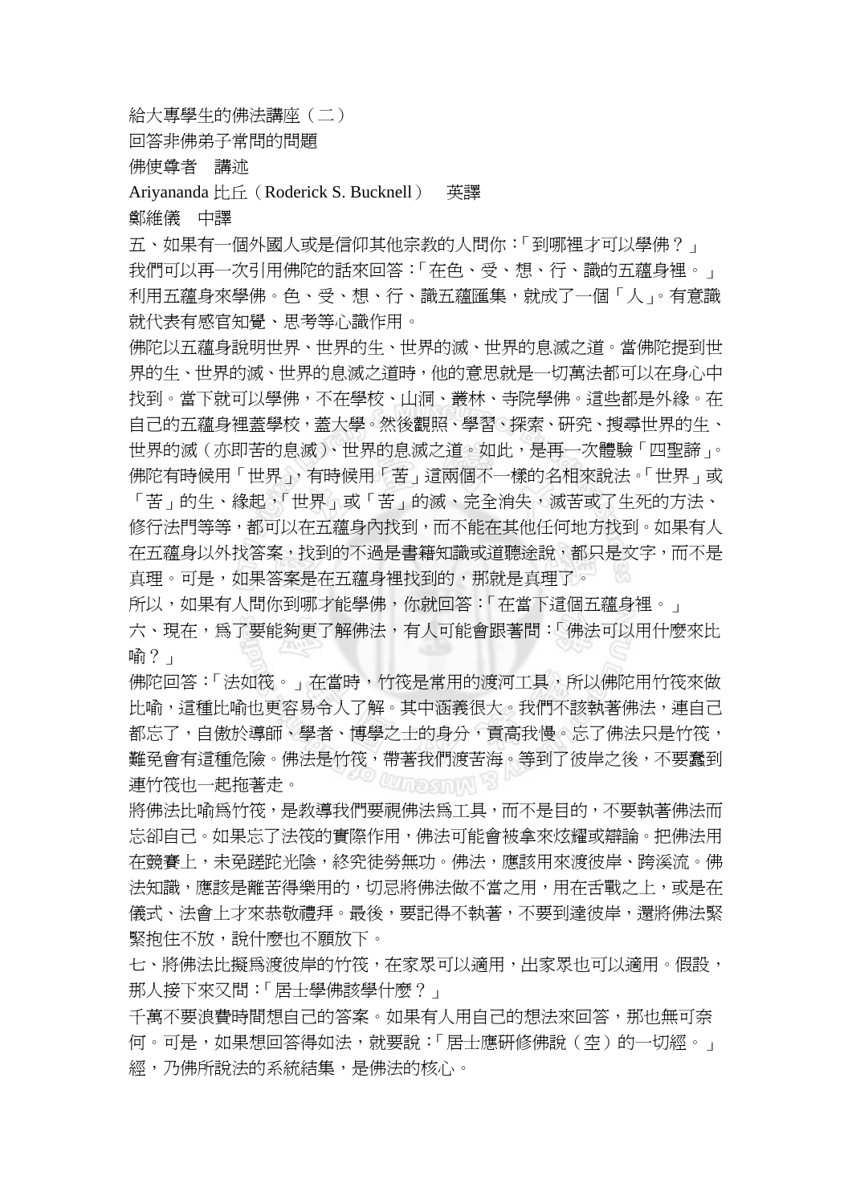給大專學生的佛法講座（二）

回答非佛弟子常問的問題

佛使尊者　講述

Ariyananda 比丘（Roderick S. Bucknell）　英譯

鄭維儀　中譯

五、如果有一個外國人或是信仰其他宗教的人問你：「到哪裡才可以學佛？」

我們可以再一次引用佛陀的話來回答：「在色、受、想、行、識的五蘊身裡。」利用五蘊身來學佛。色、受、想、行、識五蘊匯集，就成了一個「人」。有意識就代表有感官知覺、思考等心識作用。

佛陀以五蘊身說明世界、世界的生、世界的滅、世界的息滅之道。當佛陀提到世界的生、世界的滅、世界的息滅之道時，他的意思就是一切萬法都可以在身心中找到。當下就可以學佛，不在學校、山洞、叢林、寺院學佛。這些都是外緣。在自己的五蘊身裡蓋學校，蓋大學。然後觀照、學習、探索、研究、搜尋世界的生、世界的滅（亦即苦的息滅）、世界的息滅之道。如此，是再一次體驗「四聖諦」。佛陀有時候用「世界」，有時候用「苦」這兩個不一樣的名相來說法。「世界」或「苦」的生、緣起，「世界」或「苦」的滅、完全消失，滅苦或了生死的方法、修行法門等等，都可以在五蘊身內找到，而不能在其他任何地方找到。如果有人在五蘊身以外找答案，找到的不過是書籍知識或道聽途說，都只是文字，而不是真理。可是，如果答案是在五蘊身裡找到的，那就是真理了。

所以，如果有人問你到哪才能學佛，你就回答：「在當下這個五蘊身裡。」

六、現在，爲了要能夠更了解佛法，有人可能會跟著問：「佛法可以用什麼來比喻？」

佛陀回答：「法如筏。」在當時，竹筏是常用的渡河工具，所以佛陀用竹筏來做比喻，這種比喻也更容易令人了解。其中涵義很大。我們不該執著佛法，連自己都忘了，自傲於導師、學者、博學之士的身分，貢高我慢。忘了佛法只是竹筏，難免會有這種危險。佛法是竹筏，帶著我們渡苦海。等到了彼岸之後，不要蠢到連竹筏也一起拖著走。

將佛法比喻爲竹筏，是教導我們要視佛法爲工具，而不是目的，不要執著佛法而忘卻自己。如果忘了法筏的實際作用，佛法可能會被拿來炫耀或辯論。把佛法用在競賽上，未免蹉跎光陰，終究徒勞無功。佛法，應該用來渡彼岸、跨溪流。佛法知識，應該是離苦得樂用的，切忌將佛法做不當之用，用在舌戰之上，或是在儀式、法會上才來恭敬禮拜。最後，要記得不執著，不要到達彼岸，還將佛法緊緊抱住不放，說什麼也不願放下。

七、將佛法比擬爲渡彼岸的竹筏，在家眾可以適用，出家眾也可以適用。假設，那人接下來又問：「居士學佛該學什麼？」

千萬不要浪費時間想自己的答案。如果有人用自己的想法來回答，那也無可奈何。可是，如果想回答得如法，就要說：「居士應研修佛說（空）的一切經。」經，乃佛所說法的系統結集，是佛法的核心。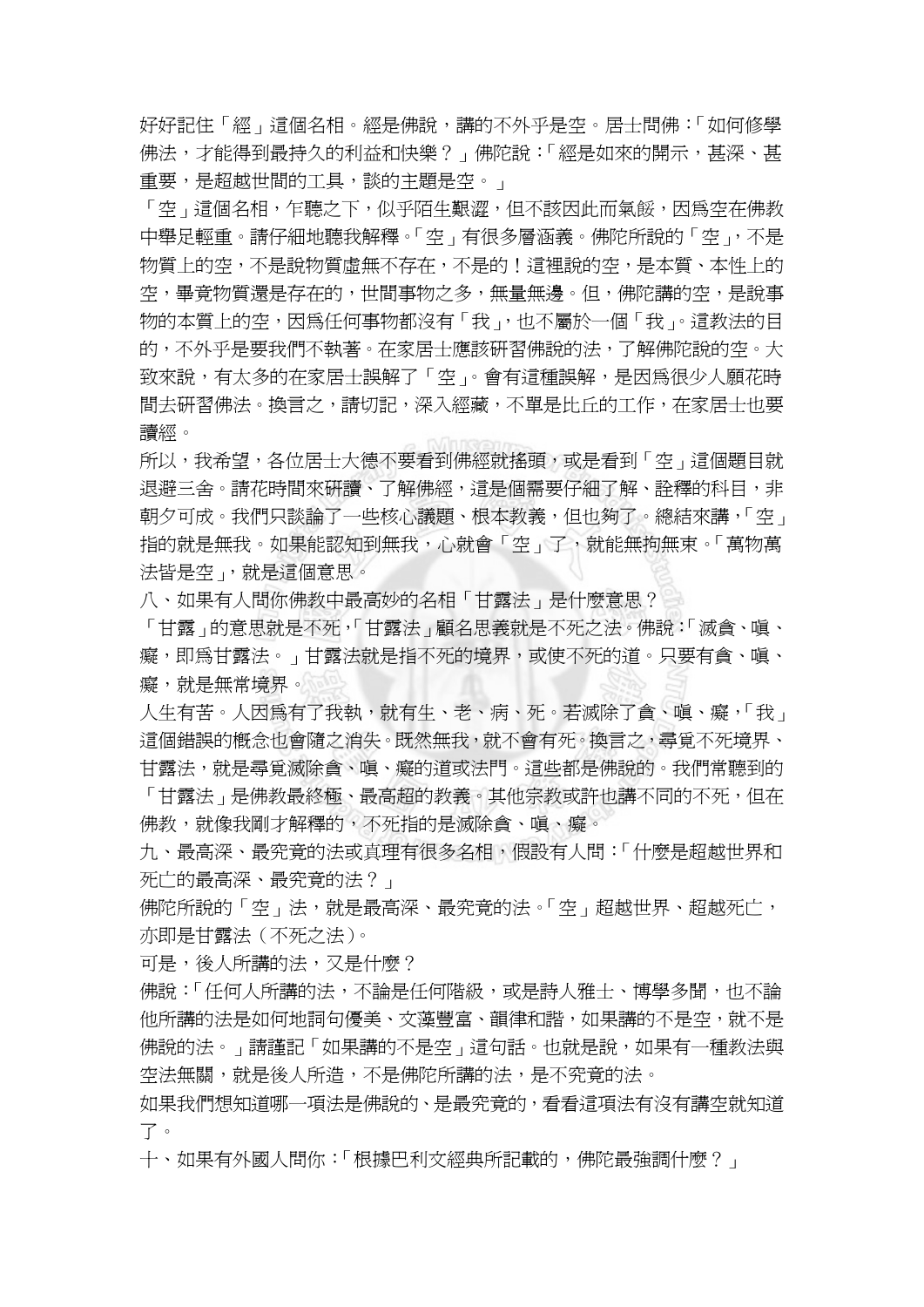好好記住「經」這個名相。經是佛說，講的不外乎是空。居士問佛：「如何修學佛法，才能得到最持久的利益和快樂？」佛陀說：「經是如來的開示，甚深、甚重要，是超越世間的工具，談的主題是空。」

「空」這個名相，乍聽之下，似乎陌生艱澀，但不該因此而氣餒，因爲空在佛教中舉足輕重。請仔細地聽我解釋。「空」有很多層涵義。佛陀所說的「空」，不是物質上的空，不是說物質虛無不存在，不是的！這裡說的空，是本質、本性上的空，畢竟物質還是存在的，世間事物之多，無量無邊。但，佛陀講的空，是說事物的本質上的空，因爲任何事物都沒有「我」，也不屬於一個「我」。這教法的目的，不外乎是要我們不執著。在家居士應該研習佛說的法，了解佛陀說的空。大致來說，有太多的在家居士誤解了「空」。會有這種誤解，是因爲很少人願花時間去研習佛法。換言之，請切記，深入經藏，不單是比丘的工作，在家居士也要讀經。

所以，我希望，各位居士大德不要看到佛經就搖頭，或是看到「空」這個題目就退避三舍。請花時間來研讀、了解佛經，這是個需要仔細了解、詮釋的科目，非朝夕可成。我們只談論了一些核心議題、根本教義，但也夠了。總結來講，「空」指的就是無我。如果能認知到無我，心就會「空」了，就能無拘無束。「萬物萬法皆是空」，就是這個意思。

八、如果有人問你佛教中最高妙的名相「甘露法」是什麼意思？

「甘露」的意思就是不死，「甘露法」顧名思義就是不死之法。佛說：「滅貪、嗔、癡，即爲甘露法。」甘露法就是指不死的境界，或使不死的道。只要有貪、嗔、癡，就是無常境界。

人生有苦。人因爲有了我執，就有生、老、病、死。若滅除了貪、嗔、癡，「我」這個錯誤的概念也會隨之消失。既然無我，就不會有死。換言之，尋覓不死境界、甘露法，就是尋覓滅除貪、嗔、癡的道或法門。這些都是佛說的。我們常聽到的「甘露法」是佛教最終極、最高超的教義。其他宗教或許也講不同的不死，但在佛教，就像我剛才解釋的，不死指的是滅除貪、嗔、癡。

九、最高深、最究竟的法或真理有很多名相，假設有人問：「什麼是超越世界和死亡的最高深、最究竟的法？」

佛陀所說的「空」法，就是最高深、最究竟的法。「空」超越世界、超越死亡，亦即是甘露法（不死之法）。

可是，後人所講的法，又是什麼？

佛說：「任何人所講的法，不論是任何階級，或是詩人雅士、博學多聞，也不論他所講的法是如何地詞句優美、文藻豐富、韻律和諧，如果講的不是空，就不是佛說的法。」請謹記「如果講的不是空」這句話。也就是說，如果有一種教法與空法無關，就是後人所造，不是佛陀所講的法，是不究竟的法。

如果我們想知道哪一項法是佛說的、是最究竟的，看看這項法有沒有講空就知道了。

十、如果有外國人問你：「根據巴利文經典所記載的，佛陀最強調什麼？」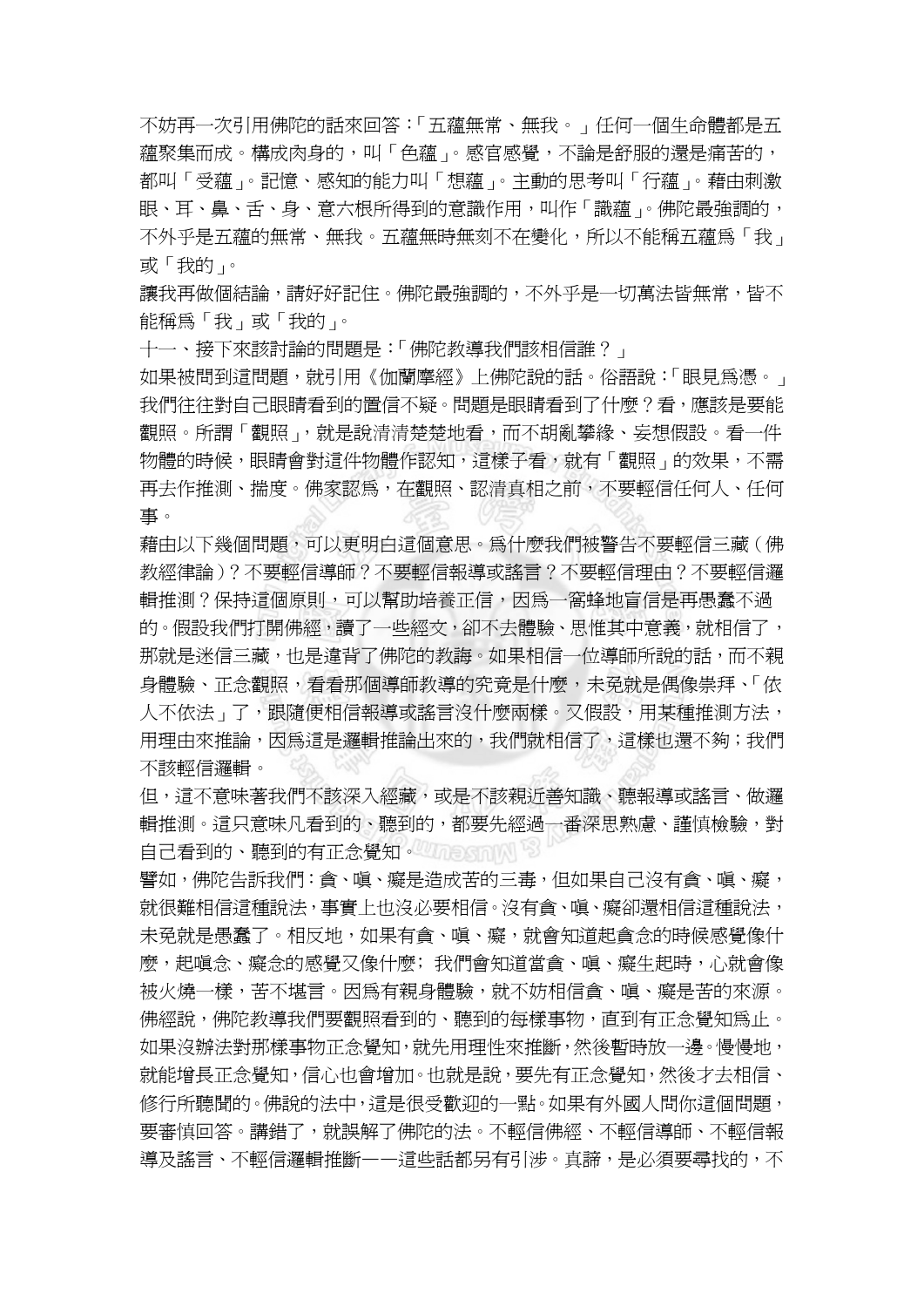不妨再一次引用佛陀的話來回答：「五蘊無常、無我。」任何一個生命體都是五蘊聚集而成。構成肉身的，叫「色蘊」。感官感覺，不論是舒服的還是痛苦的，都叫「受蘊」。記憶、感知的能力叫「想蘊」。主動的思考叫「行蘊」。藉由刺激眼、耳、鼻、舌、身、意六根所得到的意識作用，叫作「識蘊」。佛陀最強調的，不外乎是五蘊的無常、無我。五蘊無時無刻不在變化，所以不能稱五蘊爲「我」或「我的」。

讓我再做個結論，請好好記住。佛陀最強調的，不外乎是一切萬法皆無常，皆不能稱爲「我」或「我的」。

十一、接下來該討論的問題是：「佛陀教導我們該相信誰？」

如果被問到這問題，就引用《伽蘭摩經》上佛陀說的話。俗語說：「眼見爲憑。」我們往往對自己眼睛看到的置信不疑。問題是眼睛看到了什麼？看，應該是要能觀照。所謂「觀照」，就是說清清楚楚地看，而不胡亂攀緣、妄想假設。看一件物體的時候，眼睛會對這件物體作認知，這樣子看，就有「觀照」的效果，不需再去作推測、揣度。佛家認爲，在觀照、認清真相之前，不要輕信任何人、任何事。

藉由以下幾個問題，可以更明白這個意思。爲什麼我們被警告不要輕信三藏（佛教經律論）？不要輕信導師？不要輕信報導或謠言？不要輕信理由？不要輕信邏輯推測？保持這個原則，可以幫助培養正信，因爲一窩蜂地盲信是再愚蠢不過的。假設我們打開佛經，讀了一些經文，卻不去體驗、思惟其中意義，就相信了，那就是迷信三藏，也是違背了佛陀的教誨。如果相信一位導師所說的話，而不親身體驗、正念觀照，看看那個導師教導的究竟是什麼，未免就是偶像崇拜、「依人不依法」了，跟隨便相信報導或謠言沒什麼兩樣。又假設，用某種推測方法，用理由來推論，因爲這是邏輯推論出來的，我們就相信了，這樣也還不夠；我們不該輕信邏輯。

但，這不意味著我們不該深入經藏，或是不該親近善知識、聽報導或謠言、做邏輯推測。這只意味凡看到的、聽到的，都要先經過一番深思熟慮、謹慎檢驗，對自己看到的、聽到的有正念覺知。

譬如，佛陀告訴我們：貪、嗔、癡是造成苦的三毒，但如果自己沒有貪、嗔、癡，就很難相信這種說法，事實上也沒必要相信。沒有貪、嗔、癡卻還相信這種說法，未免就是愚蠢了。相反地，如果有貪、嗔、癡，就會知道起貪念的時候感覺像什麼，起嗔念、癡念的感覺又像什麼；我們會知道當貪、嗔、癡生起時，心就會像被火燒一樣，苦不堪言。因爲有親身體驗，就不妨相信貪、嗔、癡是苦的來源。

佛經說，佛陀教導我們要觀照看到的、聽到的每樣事物，直到有正念覺知爲止。如果沒辦法對那樣事物正念覺知，就先用理性來推斷，然後暫時放一邊。慢慢地，就能增長正念覺知，信心也會增加。也就是說，要先有正念覺知，然後才去相信、修行所聽聞的。佛說的法中，這是很受歡迎的一點。如果有外國人問你這個問題，要審慎回答。講錯了，就誤解了佛陀的法。不輕信佛經、不輕信導師、不輕信報導及謠言、不輕信邏輯推斷——這些話都另有引涉。真諦，是必須要尋找的，不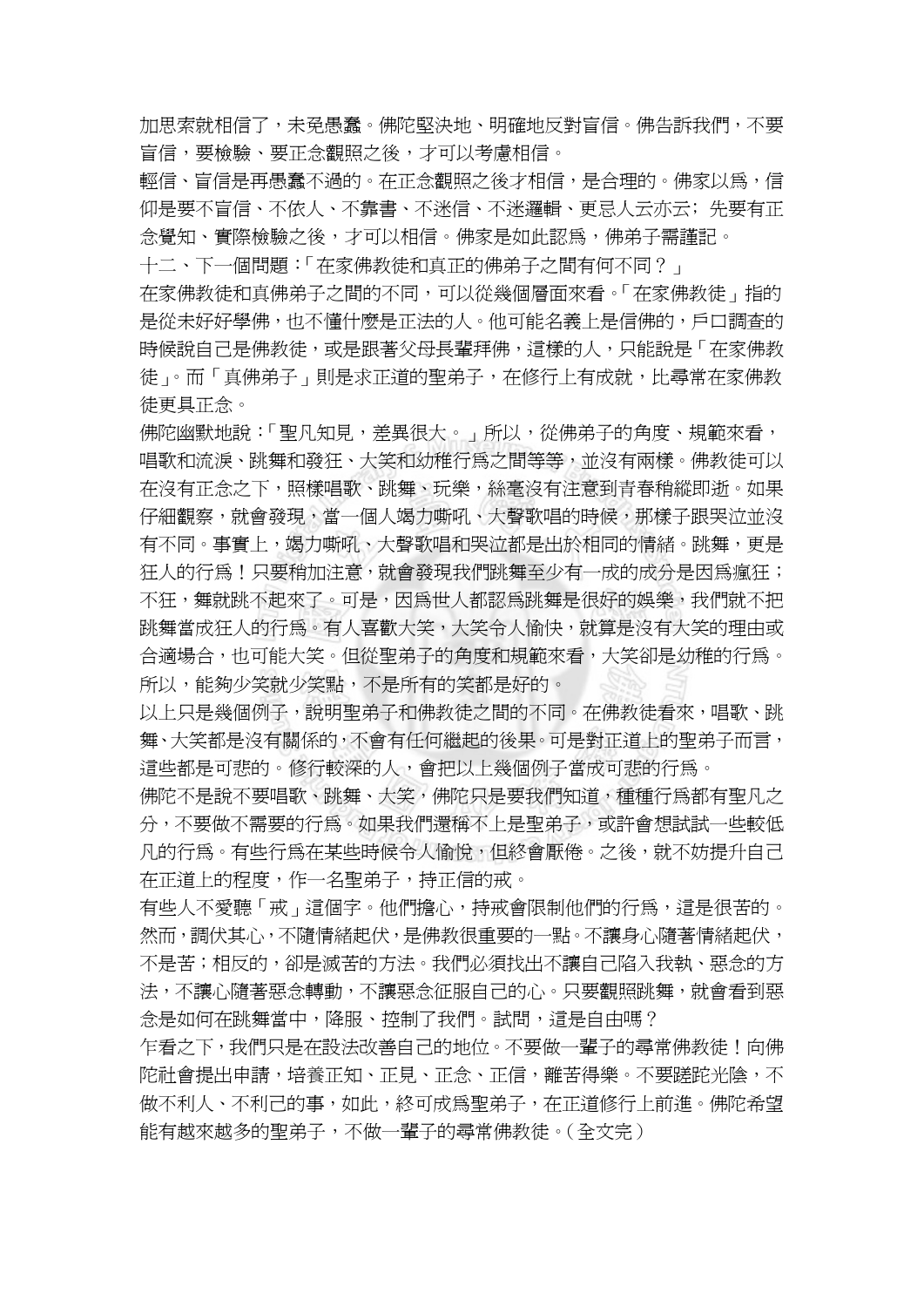加思索就相信了，未免愚蠢。佛陀堅決地、明確地反對盲信。佛告訴我們，不要盲信，要檢驗、要正念觀照之後，才可以考慮相信。

輕信、盲信是再愚蠢不過的。在正念觀照之後才相信，是合理的。佛家以爲，信仰是要不盲信、不依人、不靠書、不迷信、不迷邏輯、更忌人云亦云；先要有正念覺知、實際檢驗之後，才可以相信。佛家是如此認爲，佛弟子需謹記。

十二、下一個問題：「在家佛教徒和真正的佛弟子之間有何不同？」

在家佛教徒和真佛弟子之間的不同，可以從幾個層面來看。「在家佛教徒」指的是從未好好學佛，也不懂什麼是正法的人。他可能名義上是信佛的，戶口調查的時候說自己是佛教徒，或是跟著父母長輩拜佛，這樣的人，只能說是「在家佛教徒」。而「真佛弟子」則是求正道的聖弟子，在修行上有成就，比尋常在家佛教徒更具正念。

佛陀幽默地說：「聖凡知見，差異很大。」所以，從佛弟子的角度、規範來看，唱歌和流淚、跳舞和發狂、大笑和幼稚行爲之間等等，並沒有兩樣。佛教徒可以在沒有正念之下，照樣唱歌、跳舞、玩樂，絲毫沒有注意到青春稍縱即逝。如果仔細觀察，就會發現，當一個人竭力嘶吼、大聲歌唱的時候，那樣子跟哭泣並沒有不同。事實上，竭力嘶吼、大聲歌唱和哭泣都是出於相同的情緒。跳舞，更是狂人的行爲！只要稍加注意，就會發現我們跳舞至少有一成的成分是因爲瘋狂；不狂，舞就跳不起來了。可是，因爲世人都認爲跳舞是很好的娛樂，我們就不把跳舞當成狂人的行爲。有人喜歡大笑，大笑令人愉快，就算是沒有大笑的理由或合適場合，也可能大笑。但從聖弟子的角度和規範來看，大笑卻是幼稚的行爲。所以，能夠少笑就少笑點，不是所有的笑都是好的。

以上只是幾個例子，說明聖弟子和佛教徒之間的不同。在佛教徒看來，唱歌、跳舞、大笑都是沒有關係的，不會有任何繼起的後果。可是對正道上的聖弟子而言，這些都是可悲的。修行較深的人，會把以上幾個例子當成可悲的行爲。

佛陀不是說不要唱歌、跳舞、大笑，佛陀只是要我們知道，種種行爲都有聖凡之分，不要做不需要的行爲。如果我們還稱不上是聖弟子，或許會想試試一些較低凡的行爲。有些行爲在某些時候令人愉悅，但終會厭倦。之後，就不妨提升自己在正道上的程度，作一名聖弟子，持正信的戒。

有些人不愛聽「戒」這個字。他們擔心，持戒會限制他們的行爲，這是很苦的。然而，調伏其心，不隨情緒起伏，是佛教很重要的一點。不讓身心隨著情緒起伏，不是苦；相反的，卻是滅苦的方法。我們必須找出不讓自己陷入我執、惡念的方法，不讓心隨著惡念轉動，不讓惡念征服自己的心。只要觀照跳舞，就會看到惡念是如何在跳舞當中，降服、控制了我們。試問，這是自由嗎？

乍看之下，我們只是在設法改善自己的地位。不要做一輩子的尋常佛教徒！向佛陀社會提出申請，培養正知、正見、正念、正信，離苦得樂。不要蹉跎光陰，不做不利人、不利己的事，如此，終可成爲聖弟子，在正道修行上前進。佛陀希望能有越來越多的聖弟子，不做一輩子的尋常佛教徒。（全文完）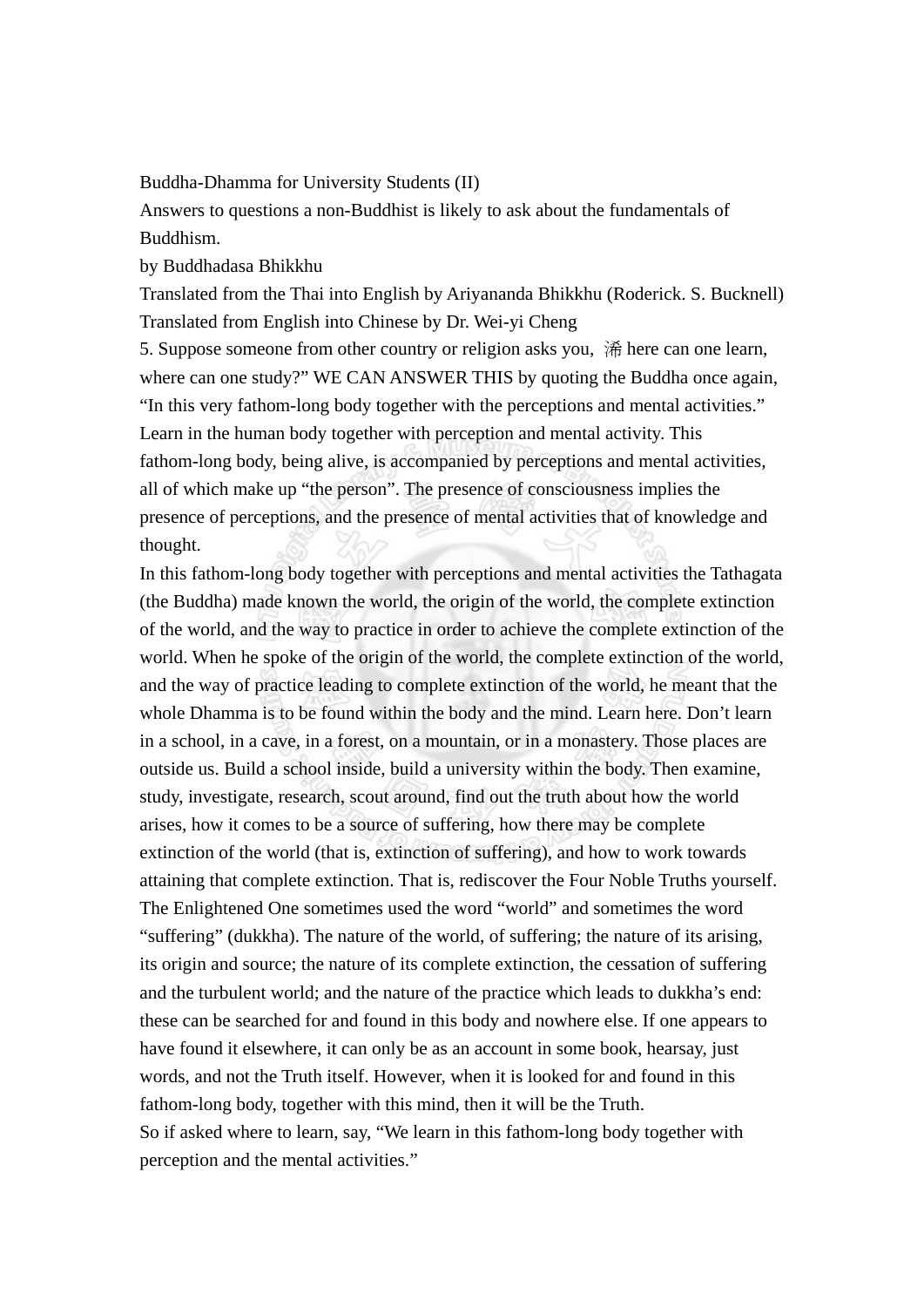Buddha-Dhamma for University Students (II)

Answers to questions a non-Buddhist is likely to ask about the fundamentals of Buddhism.

by Buddhadasa Bhikkhu

Translated from the Thai into English by Ariyananda Bhikkhu (Roderick. S. Bucknell)

Translated from English into Chinese by Dr. Wei-yi Cheng

5. Suppose someone from other country or religion asks you, 浠 here can one learn, where can one study?" WE CAN ANSWER THIS by quoting the Buddha once again, "In this very fathom-long body together with the perceptions and mental activities." Learn in the human body together with perception and mental activity. This fathom-long body, being alive, is accompanied by perceptions and mental activities, all of which make up "the person". The presence of consciousness implies the presence of perceptions, and the presence of mental activities that of knowledge and thought.

In this fathom-long body together with perceptions and mental activities the Tathagata (the Buddha) made known the world, the origin of the world, the complete extinction of the world, and the way to practice in order to achieve the complete extinction of the world. When he spoke of the origin of the world, the complete extinction of the world, and the way of practice leading to complete extinction of the world, he meant that the whole Dhamma is to be found within the body and the mind. Learn here. Don't learn in a school, in a cave, in a forest, on a mountain, or in a monastery. Those places are outside us. Build a school inside, build a university within the body. Then examine, study, investigate, research, scout around, find out the truth about how the world arises, how it comes to be a source of suffering, how there may be complete extinction of the world (that is, extinction of suffering), and how to work towards attaining that complete extinction. That is, rediscover the Four Noble Truths yourself.

The Enlightened One sometimes used the word "world" and sometimes the word "suffering" (dukkha). The nature of the world, of suffering; the nature of its arising, its origin and source; the nature of its complete extinction, the cessation of suffering and the turbulent world; and the nature of the practice which leads to dukkha's end: these can be searched for and found in this body and nowhere else. If one appears to have found it elsewhere, it can only be as an account in some book, hearsay, just words, and not the Truth itself. However, when it is looked for and found in this fathom-long body, together with this mind, then it will be the Truth.

So if asked where to learn, say, "We learn in this fathom-long body together with perception and the mental activities."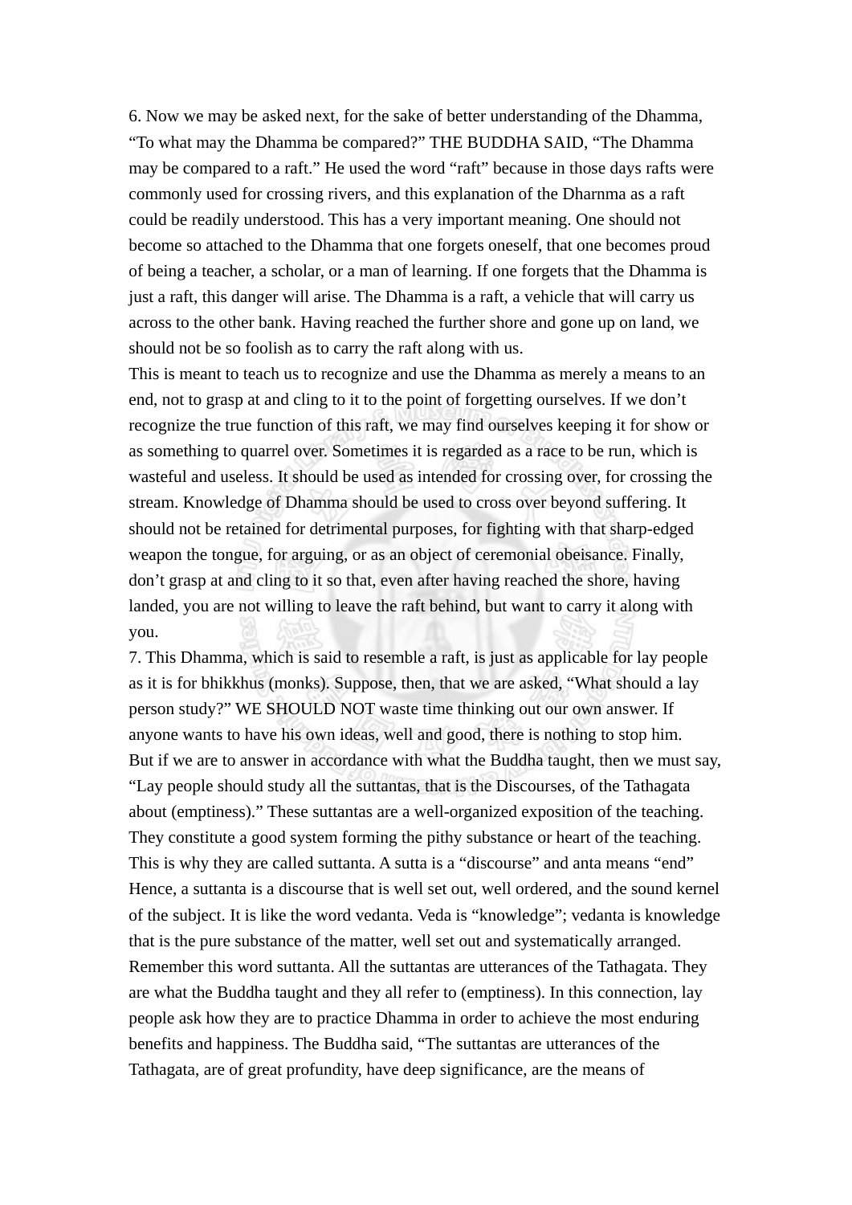6. Now we may be asked next, for the sake of better understanding of the Dhamma, “To what may the Dhamma be compared?” THE BUDDHA SAID, “The Dhamma may be compared to a raft.” He used the word “raft” because in those days rafts were commonly used for crossing rivers, and this explanation of the Dharnma as a raft could be readily understood. This has a very important meaning. One should not become so attached to the Dhamma that one forgets oneself, that one becomes proud of being a teacher, a scholar, or a man of learning. If one forgets that the Dhamma is just a raft, this danger will arise. The Dhamma is a raft, a vehicle that will carry us across to the other bank. Having reached the further shore and gone up on land, we should not be so foolish as to carry the raft along with us.

This is meant to teach us to recognize and use the Dhamma as merely a means to an end, not to grasp at and cling to it to the point of forgetting ourselves. If we don’t recognize the true function of this raft, we may find ourselves keeping it for show or as something to quarrel over. Sometimes it is regarded as a race to be run, which is wasteful and useless. It should be used as intended for crossing over, for crossing the stream. Knowledge of Dhamma should be used to cross over beyond suffering. It should not be retained for detrimental purposes, for fighting with that sharp-edged weapon the tongue, for arguing, or as an object of ceremonial obeisance. Finally, don’t grasp at and cling to it so that, even after having reached the shore, having landed, you are not willing to leave the raft behind, but want to carry it along with you.

7. This Dhamma, which is said to resemble a raft, is just as applicable for lay people as it is for bhikkhus (monks). Suppose, then, that we are asked, “What should a lay person study?” WE SHOULD NOT waste time thinking out our own answer. If anyone wants to have his own ideas, well and good, there is nothing to stop him. But if we are to answer in accordance with what the Buddha taught, then we must say, “Lay people should study all the suttantas, that is the Discourses, of the Tathagata about (emptiness).” These suttantas are a well-organized exposition of the teaching. They constitute a good system forming the pithy substance or heart of the teaching. This is why they are called suttanta. A sutta is a “discourse” and anta means “end” Hence, a suttanta is a discourse that is well set out, well ordered, and the sound kernel of the subject. It is like the word vedanta. Veda is “knowledge”; vedanta is knowledge that is the pure substance of the matter, well set out and systematically arranged. Remember this word suttanta. All the suttantas are utterances of the Tathagata. They are what the Buddha taught and they all refer to (emptiness). In this connection, lay people ask how they are to practice Dhamma in order to achieve the most enduring benefits and happiness. The Buddha said, “The suttantas are utterances of the Tathagata, are of great profundity, have deep significance, are the means of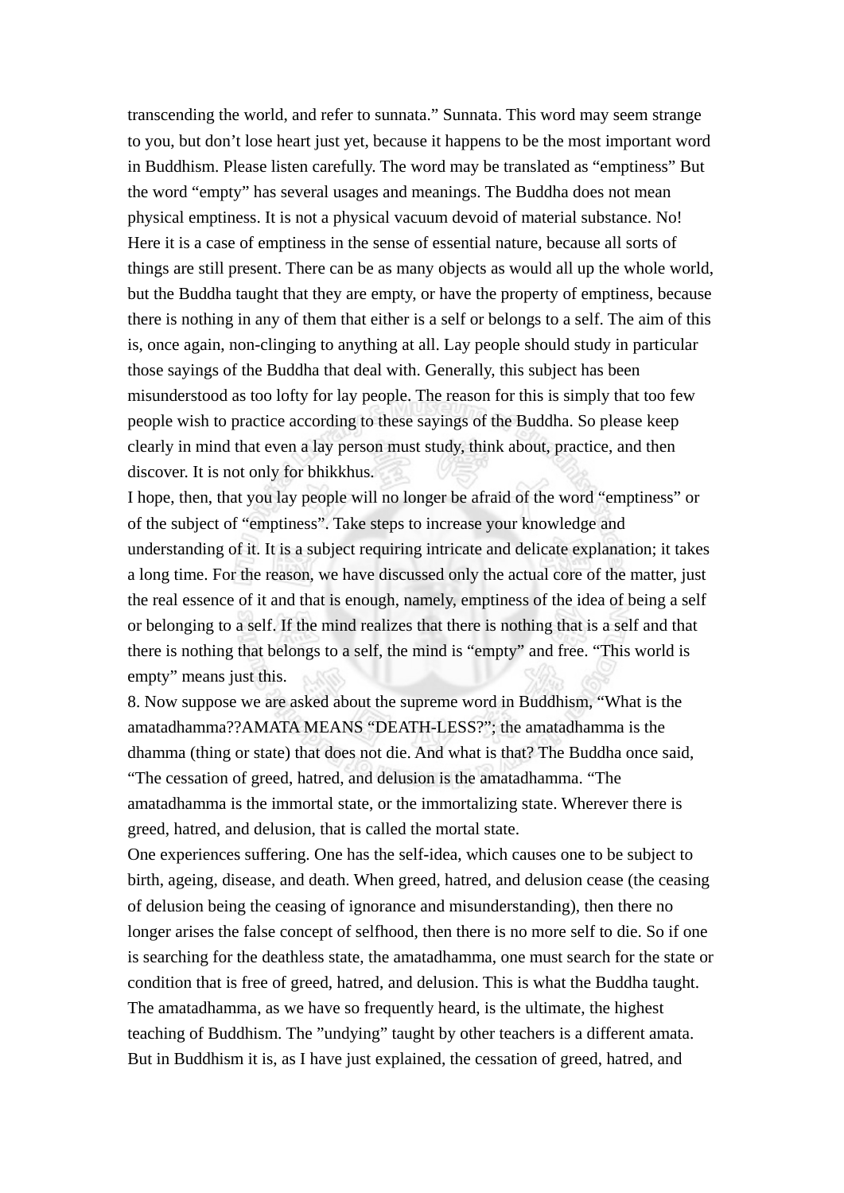transcending the world, and refer to sunnata." Sunnata. This word may seem strange to you, but don't lose heart just yet, because it happens to be the most important word in Buddhism. Please listen carefully. The word may be translated as "emptiness" But the word "empty" has several usages and meanings. The Buddha does not mean physical emptiness. It is not a physical vacuum devoid of material substance. No! Here it is a case of emptiness in the sense of essential nature, because all sorts of things are still present. There can be as many objects as would all up the whole world, but the Buddha taught that they are empty, or have the property of emptiness, because there is nothing in any of them that either is a self or belongs to a self. The aim of this is, once again, non-clinging to anything at all. Lay people should study in particular those sayings of the Buddha that deal with. Generally, this subject has been misunderstood as too lofty for lay people. The reason for this is simply that too few people wish to practice according to these sayings of the Buddha. So please keep clearly in mind that even a lay person must study, think about, practice, and then discover. It is not only for bhikkhus.

I hope, then, that you lay people will no longer be afraid of the word "emptiness" or of the subject of "emptiness". Take steps to increase your knowledge and understanding of it. It is a subject requiring intricate and delicate explanation; it takes a long time. For the reason, we have discussed only the actual core of the matter, just the real essence of it and that is enough, namely, emptiness of the idea of being a self or belonging to a self. If the mind realizes that there is nothing that is a self and that there is nothing that belongs to a self, the mind is "empty" and free. "This world is empty" means just this.

8. Now suppose we are asked about the supreme word in Buddhism, "What is the amatadhamma??AMATA MEANS "DEATH-LESS?"; the amatadhamma is the dhamma (thing or state) that does not die. And what is that? The Buddha once said, "The cessation of greed, hatred, and delusion is the amatadhamma. "The amatadhamma is the immortal state, or the immortalizing state. Wherever there is greed, hatred, and delusion, that is called the mortal state.

One experiences suffering. One has the self-idea, which causes one to be subject to birth, ageing, disease, and death. When greed, hatred, and delusion cease (the ceasing of delusion being the ceasing of ignorance and misunderstanding), then there no longer arises the false concept of selfhood, then there is no more self to die. So if one is searching for the deathless state, the amatadhamma, one must search for the state or condition that is free of greed, hatred, and delusion. This is what the Buddha taught. The amatadhamma, as we have so frequently heard, is the ultimate, the highest teaching of Buddhism. The "undying" taught by other teachers is a different amata. But in Buddhism it is, as I have just explained, the cessation of greed, hatred, and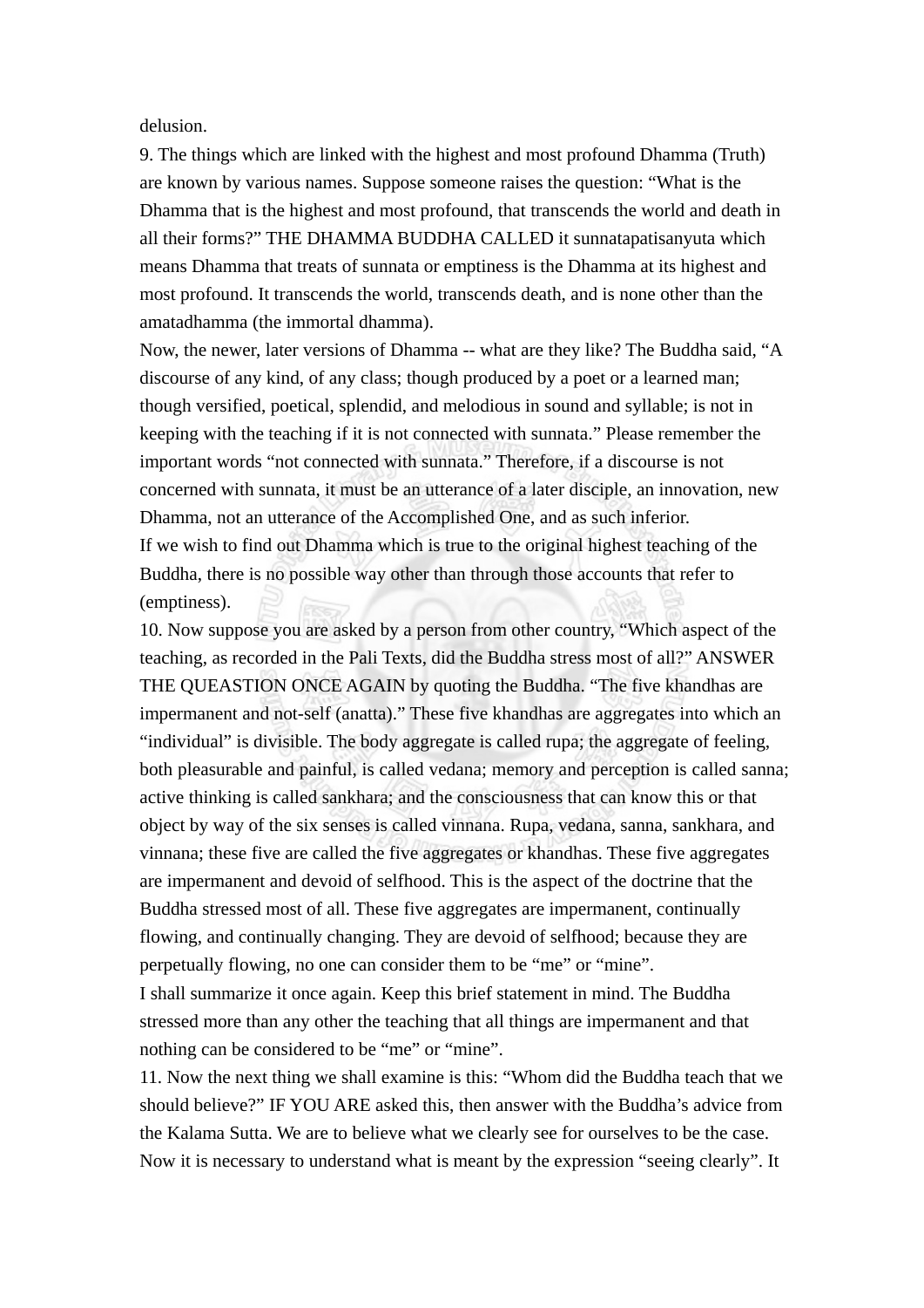delusion.

9. The things which are linked with the highest and most profound Dhamma (Truth) are known by various names. Suppose someone raises the question: "What is the Dhamma that is the highest and most profound, that transcends the world and death in all their forms?" THE DHAMMA BUDDHA CALLED it sunnatapatisanyuta which means Dhamma that treats of sunnata or emptiness is the Dhamma at its highest and most profound. It transcends the world, transcends death, and is none other than the amatadhamma (the immortal dhamma).

Now, the newer, later versions of Dhamma -- what are they like? The Buddha said, "A discourse of any kind, of any class; though produced by a poet or a learned man; though versified, poetical, splendid, and melodious in sound and syllable; is not in keeping with the teaching if it is not connected with sunnata." Please remember the important words "not connected with sunnata." Therefore, if a discourse is not concerned with sunnata, it must be an utterance of a later disciple, an innovation, new Dhamma, not an utterance of the Accomplished One, and as such inferior.

If we wish to find out Dhamma which is true to the original highest teaching of the Buddha, there is no possible way other than through those accounts that refer to (emptiness).

10. Now suppose you are asked by a person from other country, "Which aspect of the teaching, as recorded in the Pali Texts, did the Buddha stress most of all?" ANSWER THE QUEASTION ONCE AGAIN by quoting the Buddha. "The five khandhas are impermanent and not-self (anatta)." These five khandhas are aggregates into which an "individual" is divisible. The body aggregate is called rupa; the aggregate of feeling, both pleasurable and painful, is called vedana; memory and perception is called sanna; active thinking is called sankhara; and the consciousness that can know this or that object by way of the six senses is called vinnana. Rupa, vedana, sanna, sankhara, and vinnana; these five are called the five aggregates or khandhas. These five aggregates are impermanent and devoid of selfhood. This is the aspect of the doctrine that the Buddha stressed most of all. These five aggregates are impermanent, continually flowing, and continually changing. They are devoid of selfhood; because they are perpetually flowing, no one can consider them to be "me" or "mine".

I shall summarize it once again. Keep this brief statement in mind. The Buddha stressed more than any other the teaching that all things are impermanent and that nothing can be considered to be "me" or "mine".

11. Now the next thing we shall examine is this: "Whom did the Buddha teach that we should believe?" IF YOU ARE asked this, then answer with the Buddha's advice from the Kalama Sutta. We are to believe what we clearly see for ourselves to be the case. Now it is necessary to understand what is meant by the expression "seeing clearly". It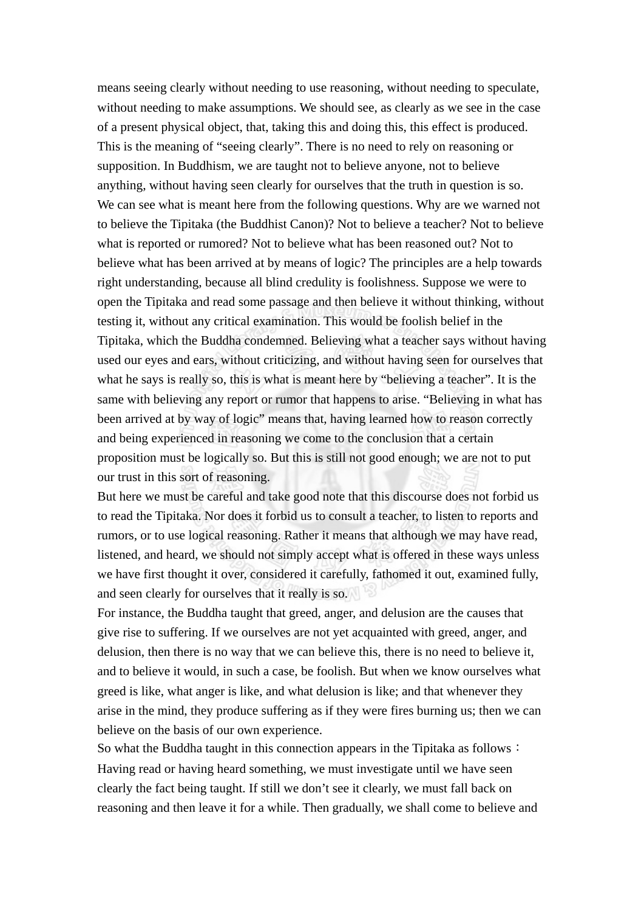means seeing clearly without needing to use reasoning, without needing to speculate, without needing to make assumptions. We should see, as clearly as we see in the case of a present physical object, that, taking this and doing this, this effect is produced. This is the meaning of "seeing clearly". There is no need to rely on reasoning or supposition. In Buddhism, we are taught not to believe anyone, not to believe anything, without having seen clearly for ourselves that the truth in question is so.

We can see what is meant here from the following questions. Why are we warned not to believe the Tipitaka (the Buddhist Canon)? Not to believe a teacher? Not to believe what is reported or rumored? Not to believe what has been reasoned out? Not to believe what has been arrived at by means of logic? The principles are a help towards right understanding, because all blind credulity is foolishness. Suppose we were to open the Tipitaka and read some passage and then believe it without thinking, without testing it, without any critical examination. This would be foolish belief in the Tipitaka, which the Buddha condemned. Believing what a teacher says without having used our eyes and ears, without criticizing, and without having seen for ourselves that what he says is really so, this is what is meant here by "believing a teacher". It is the same with believing any report or rumor that happens to arise. "Believing in what has been arrived at by way of logic" means that, having learned how to reason correctly and being experienced in reasoning we come to the conclusion that a certain proposition must be logically so. But this is still not good enough; we are not to put our trust in this sort of reasoning.

But here we must be careful and take good note that this discourse does not forbid us to read the Tipitaka. Nor does it forbid us to consult a teacher, to listen to reports and rumors, or to use logical reasoning. Rather it means that although we may have read, listened, and heard, we should not simply accept what is offered in these ways unless we have first thought it over, considered it carefully, fathomed it out, examined fully, and seen clearly for ourselves that it really is so.

For instance, the Buddha taught that greed, anger, and delusion are the causes that give rise to suffering. If we ourselves are not yet acquainted with greed, anger, and delusion, then there is no way that we can believe this, there is no need to believe it, and to believe it would, in such a case, be foolish. But when we know ourselves what greed is like, what anger is like, and what delusion is like; and that whenever they arise in the mind, they produce suffering as if they were fires burning us; then we can believe on the basis of our own experience.

So what the Buddha taught in this connection appears in the Tipitaka as follows：

Having read or having heard something, we must investigate until we have seen clearly the fact being taught. If still we don't see it clearly, we must fall back on reasoning and then leave it for a while. Then gradually, we shall come to believe and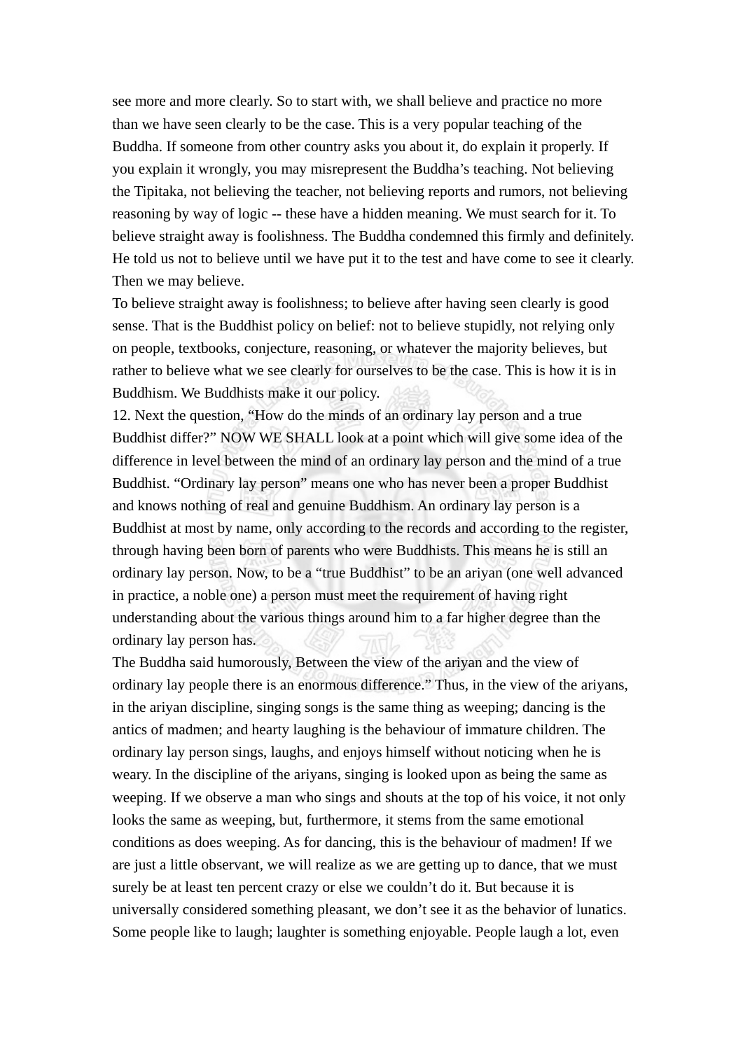see more and more clearly. So to start with, we shall believe and practice no more than we have seen clearly to be the case. This is a very popular teaching of the Buddha. If someone from other country asks you about it, do explain it properly. If you explain it wrongly, you may misrepresent the Buddha's teaching. Not believing the Tipitaka, not believing the teacher, not believing reports and rumors, not believing reasoning by way of logic -- these have a hidden meaning. We must search for it. To believe straight away is foolishness. The Buddha condemned this firmly and definitely. He told us not to believe until we have put it to the test and have come to see it clearly. Then we may believe.

To believe straight away is foolishness; to believe after having seen clearly is good sense. That is the Buddhist policy on belief: not to believe stupidly, not relying only on people, textbooks, conjecture, reasoning, or whatever the majority believes, but rather to believe what we see clearly for ourselves to be the case. This is how it is in Buddhism. We Buddhists make it our policy.

12. Next the question, "How do the minds of an ordinary lay person and a true Buddhist differ?" NOW WE SHALL look at a point which will give some idea of the difference in level between the mind of an ordinary lay person and the mind of a true Buddhist. "Ordinary lay person" means one who has never been a proper Buddhist and knows nothing of real and genuine Buddhism. An ordinary lay person is a Buddhist at most by name, only according to the records and according to the register, through having been born of parents who were Buddhists. This means he is still an ordinary lay person. Now, to be a "true Buddhist" to be an ariyan (one well advanced in practice, a noble one) a person must meet the requirement of having right understanding about the various things around him to a far higher degree than the ordinary lay person has.

The Buddha said humorously, Between the view of the ariyan and the view of ordinary lay people there is an enormous difference." Thus, in the view of the ariyans, in the ariyan discipline, singing songs is the same thing as weeping; dancing is the antics of madmen; and hearty laughing is the behaviour of immature children. The ordinary lay person sings, laughs, and enjoys himself without noticing when he is weary. In the discipline of the ariyans, singing is looked upon as being the same as weeping. If we observe a man who sings and shouts at the top of his voice, it not only looks the same as weeping, but, furthermore, it stems from the same emotional conditions as does weeping. As for dancing, this is the behaviour of madmen! If we are just a little observant, we will realize as we are getting up to dance, that we must surely be at least ten percent crazy or else we couldn't do it. But because it is universally considered something pleasant, we don't see it as the behavior of lunatics. Some people like to laugh; laughter is something enjoyable. People laugh a lot, even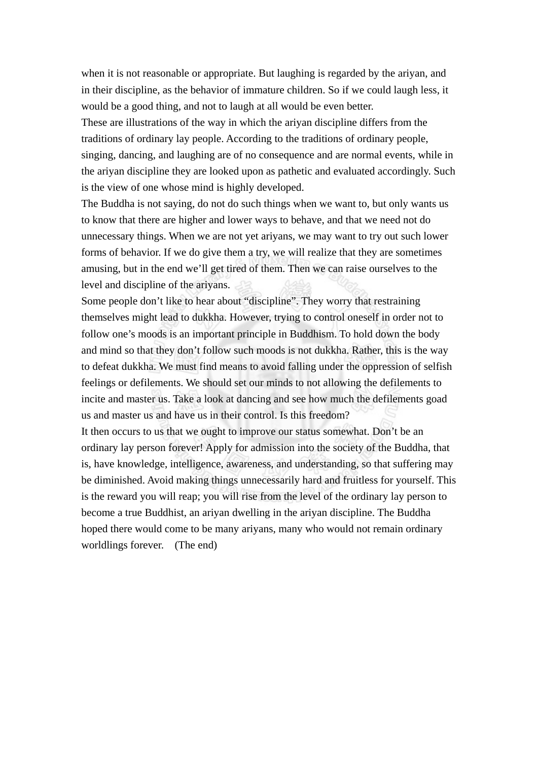when it is not reasonable or appropriate. But laughing is regarded by the ariyan, and in their discipline, as the behavior of immature children. So if we could laugh less, it would be a good thing, and not to laugh at all would be even better.

These are illustrations of the way in which the ariyan discipline differs from the traditions of ordinary lay people. According to the traditions of ordinary people, singing, dancing, and laughing are of no consequence and are normal events, while in the ariyan discipline they are looked upon as pathetic and evaluated accordingly. Such is the view of one whose mind is highly developed.

The Buddha is not saying, do not do such things when we want to, but only wants us to know that there are higher and lower ways to behave, and that we need not do unnecessary things. When we are not yet ariyans, we may want to try out such lower forms of behavior. If we do give them a try, we will realize that they are sometimes amusing, but in the end we'll get tired of them. Then we can raise ourselves to the level and discipline of the ariyans.

Some people don't like to hear about "discipline". They worry that restraining themselves might lead to dukkha. However, trying to control oneself in order not to follow one's moods is an important principle in Buddhism. To hold down the body and mind so that they don't follow such moods is not dukkha. Rather, this is the way to defeat dukkha. We must find means to avoid falling under the oppression of selfish feelings or defilements. We should set our minds to not allowing the defilements to incite and master us. Take a look at dancing and see how much the defilements goad us and master us and have us in their control. Is this freedom?

It then occurs to us that we ought to improve our status somewhat. Don't be an ordinary lay person forever! Apply for admission into the society of the Buddha, that is, have knowledge, intelligence, awareness, and understanding, so that suffering may be diminished. Avoid making things unnecessarily hard and fruitless for yourself. This is the reward you will reap; you will rise from the level of the ordinary lay person to become a true Buddhist, an ariyan dwelling in the ariyan discipline. The Buddha hoped there would come to be many ariyans, many who would not remain ordinary worldlings forever. (The end)